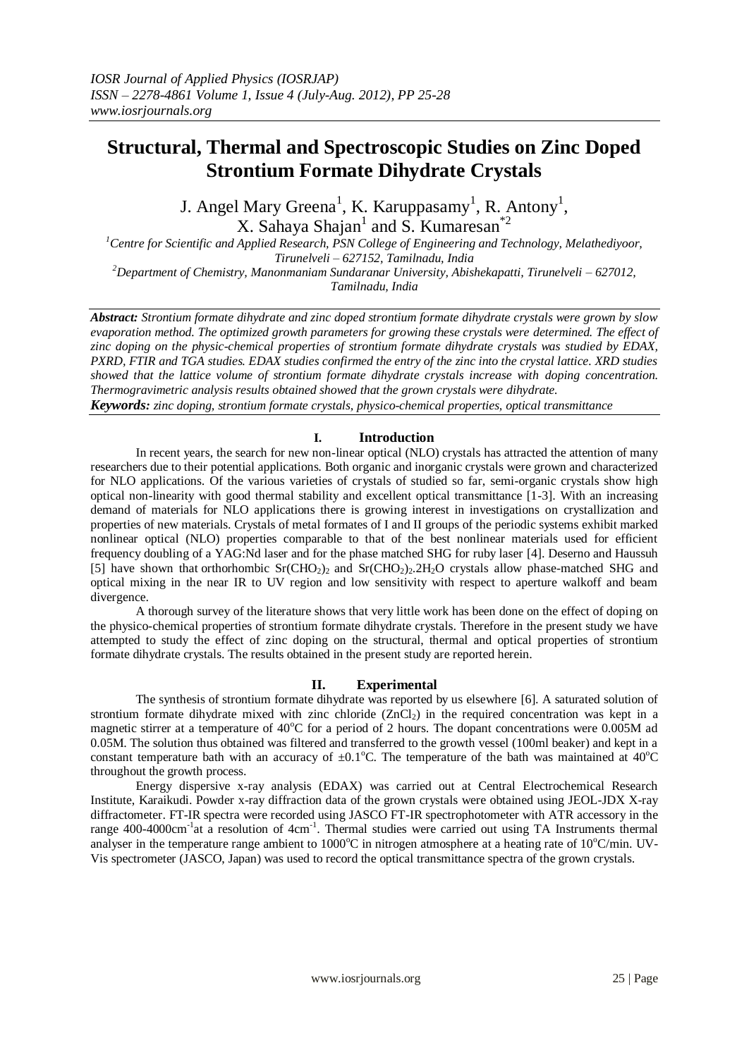# Structural, Thermal and Spectroscopic Studies on Zinc Doped Strontium Formate Dihydrate Crystals

J. Angel Mary Greena[1], K. Karuppasamy[1], R. Antony[1], X. Sahaya Shajan[1] and S. Kumaresan[*2]

[1]Centre for Scientific and Applied Research, PSN College of Engineering and Technology, Melathediyoor, Tirunelveli – 627152, Tamilnadu, India

[2]Department of Chemistry, Manonmaniam Sundaranar University, Abishekapatti, Tirunelveli – 627012, Tamilnadu, India

***Abstract:*** *Strontium formate dihydrate and zinc doped strontium formate dihydrate crystals were grown by slow evaporation method. The optimized growth parameters for growing these crystals were determined. The effect of zinc doping on the physic-chemical properties of strontium formate dihydrate crystals was studied by EDAX, PXRD, FTIR and TGA studies. EDAX studies confirmed the entry of the zinc into the crystal lattice. XRD studies showed that the lattice volume of strontium formate dihydrate crystals increase with doping concentration. Thermogravimetric analysis results obtained showed that the grown crystals were dihydrate.*

***Keywords:*** *zinc doping, strontium formate crystals, physico-chemical properties, optical transmittance*

## I. Introduction

In recent years, the search for new non-linear optical (NLO) crystals has attracted the attention of many researchers due to their potential applications. Both organic and inorganic crystals were grown and characterized for NLO applications. Of the various varieties of crystals of studied so far, semi-organic crystals show high optical non-linearity with good thermal stability and excellent optical transmittance [1-3]. With an increasing demand of materials for NLO applications there is growing interest in investigations on crystallization and properties of new materials. Crystals of metal formates of I and II groups of the periodic systems exhibit marked nonlinear optical (NLO) properties comparable to that of the best nonlinear materials used for efficient frequency doubling of a YAG:Nd laser and for the phase matched SHG for ruby laser [4]. Deserno and Haussuh [5] have shown that orthorhombic $Sr(CHO_2)_2$ and $Sr(CHO_2)_2.2H_2O$ crystals allow phase-matched SHG and optical mixing in the near IR to UV region and low sensitivity with respect to aperture walkoff and beam divergence.

A thorough survey of the literature shows that very little work has been done on the effect of doping on the physico-chemical properties of strontium formate dihydrate crystals. Therefore in the present study we have attempted to study the effect of zinc doping on the structural, thermal and optical properties of strontium formate dihydrate crystals. The results obtained in the present study are reported herein.

## II. Experimental

The synthesis of strontium formate dihydrate was reported by us elsewhere [6]. A saturated solution of strontium formate dihydrate mixed with zinc chloride ($ZnCl_2$) in the required concentration was kept in a magnetic stirrer at a temperature of 40°C for a period of 2 hours. The dopant concentrations were 0.005M ad 0.05M. The solution thus obtained was filtered and transferred to the growth vessel (100ml beaker) and kept in a constant temperature bath with an accuracy of ±0.1°C. The temperature of the bath was maintained at 40°C throughout the growth process.

Energy dispersive x-ray analysis (EDAX) was carried out at Central Electrochemical Research Institute, Karaikudi. Powder x-ray diffraction data of the grown crystals were obtained using JEOL-JDX X-ray diffractometer. FT-IR spectra were recorded using JASCO FT-IR spectrophotometer with ATR accessory in the range 400-4000cm$^{-1}$at a resolution of 4cm$^{-1}$. Thermal studies were carried out using TA Instruments thermal analyser in the temperature range ambient to 1000°C in nitrogen atmosphere at a heating rate of 10°C/min. UV-Vis spectrometer (JASCO, Japan) was used to record the optical transmittance spectra of the grown crystals.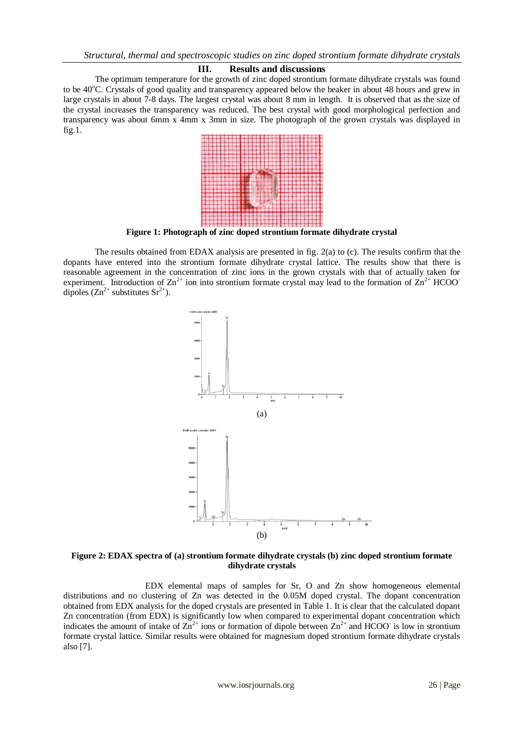## III. Results and discussions

The optimum temperature for the growth of zinc doped strontium formate dihydrate crystals was found to be 40°C. Crystals of good quality and transparency appeared below the beaker in about 48 hours and grew in large crystals in about 7-8 days. The largest crystal was about 8 mm in length. It is observed that as the size of the crystal increases the transparency was reduced. The best crystal with good morphological perfection and transparency was about 6mm x 4mm x 3mm in size. The photograph of the grown crystals was displayed in fig.1.

**Figure 1: Photograph of zinc doped strontium formate dihydrate crystal**

The results obtained from EDAX analysis are presented in fig. 2(a) to (c). The results confirm that the dopants have entered into the strontium formate dihydrate crystal lattice. The results show that there is reasonable agreement in the concentration of zinc ions in the grown crystals with that of actually taken for experiment. Introduction of $Zn^{2+}$ ion into strontium formate crystal may lead to the formation of $Zn^{2+}$ $HCOO^{-}$ dipoles ($Zn^{2+}$ substitutes $Sr^{2+}$).

(a)

(b)

**Figure 2: EDAX spectra of (a) strontium formate dihydrate crystals (b) zinc doped strontium formate dihydrate crystals**

EDX elemental maps of samples for Sr, O and Zn show homogeneous elemental distributions and no clustering of Zn was detected in the 0.05M doped crystal. The dopant concentration obtained from EDX analysis for the doped crystals are presented in Table 1. It is clear that the calculated dopant Zn concentration (from EDX) is significantly low when compared to experimental dopant concentration which indicates the amount of intake of $Zn^{2+}$ ions or formation of dipole between $Zn^{2+}$ and $HCOO^{-}$ is low in strontium formate crystal lattice. Similar results were obtained for magnesium doped strontium formate dihydrate crystals also [7].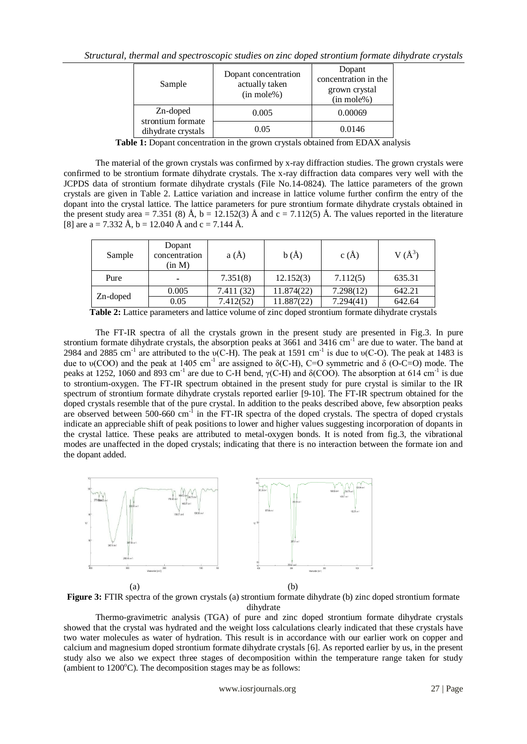| Sample | Dopant concentration actually taken (in mole%) | Dopant concentration in the grown crystal (in mole%) |
|---|---|---|
| Zn-doped strontium formate dihydrate crystals | 0.005 | 0.00069 |
| | 0.05 | 0.0146 |

**Table 1:** Dopant concentration in the grown crystals obtained from EDAX analysis

The material of the grown crystals was confirmed by x-ray diffraction studies. The grown crystals were confirmed to be strontium formate dihydrate crystals. The x-ray diffraction data compares very well with the JCPDS data of strontium formate dihydrate crystals (File No.14-0824). The lattice parameters of the grown crystals are given in Table 2. Lattice variation and increase in lattice volume further confirm the entry of the dopant into the crystal lattice. The lattice parameters for pure strontium formate dihydrate crystals obtained in the present study area = 7.351 (8) Å, b = 12.152(3) Å and c = 7.112(5) Å. The values reported in the literature [8] are a = 7.332 Å, b = 12.040 Å and c = 7.144 Å.

| Sample | Dopant concentration (in M) | a (Å) | b (Å) | c (Å) | V ($Å^3$) |
|---|---|---|---|---|---|
| Pure | - | 7.351(8) | 12.152(3) | 7.112(5) | 635.31 |
| Zn-doped | 0.005 | 7.411 (32) | 11.874(22) | 7.298(12) | 642.21 |
| | 0.05 | 7.412(52) | 11.887(22) | 7.294(41) | 642.64 |

**Table 2:** Lattice parameters and lattice volume of zinc doped strontium formate dihydrate crystals

The FT-IR spectra of all the crystals grown in the present study are presented in Fig.3. In pure strontium formate dihydrate crystals, the absorption peaks at 3661 and 3416 $cm^{-1}$ are due to water. The band at 2984 and 2885 $cm^{-1}$ are attributed to the υ(C-H). The peak at 1591 $cm^{-1}$ is due to υ(C-O). The peak at 1483 is due to υ(COO) and the peak at 1405 $cm^{-1}$ are assigned to δ(C-H), C=O symmetric and δ (O-C=O) mode. The peaks at 1252, 1060 and 893 $cm^{-1}$ are due to C-H bend, γ(C-H) and δ(COO). The absorption at 614 $cm^{-1}$ is due to strontium-oxygen. The FT-IR spectrum obtained in the present study for pure crystal is similar to the IR spectrum of strontium formate dihydrate crystals reported earlier [9-10]. The FT-IR spectrum obtained for the doped crystals resemble that of the pure crystal. In addition to the peaks described above, few absorption peaks are observed between 500-660 $cm^{-1}$ in the FT-IR spectra of the doped crystals. The spectra of doped crystals indicate an appreciable shift of peak positions to lower and higher values suggesting incorporation of dopants in the crystal lattice. These peaks are attributed to metal-oxygen bonds. It is noted from fig.3, the vibrational modes are unaffected in the doped crystals; indicating that there is no interaction between the formate ion and the dopant added.

(a) (b)

**Figure 3:** FTIR spectra of the grown crystals (a) strontium formate dihydrate (b) zinc doped strontium formate dihydrate

Thermo-gravimetric analysis (TGA) of pure and zinc doped strontium formate dihydrate crystals showed that the crystal was hydrated and the weight loss calculations clearly indicated that these crystals have two water molecules as water of hydration. This result is in accordance with our earlier work on copper and calcium and magnesium doped strontium formate dihydrate crystals [6]. As reported earlier by us, in the present study also we also we expect three stages of decomposition within the temperature range taken for study (ambient to 1200°C). The decomposition stages may be as follows: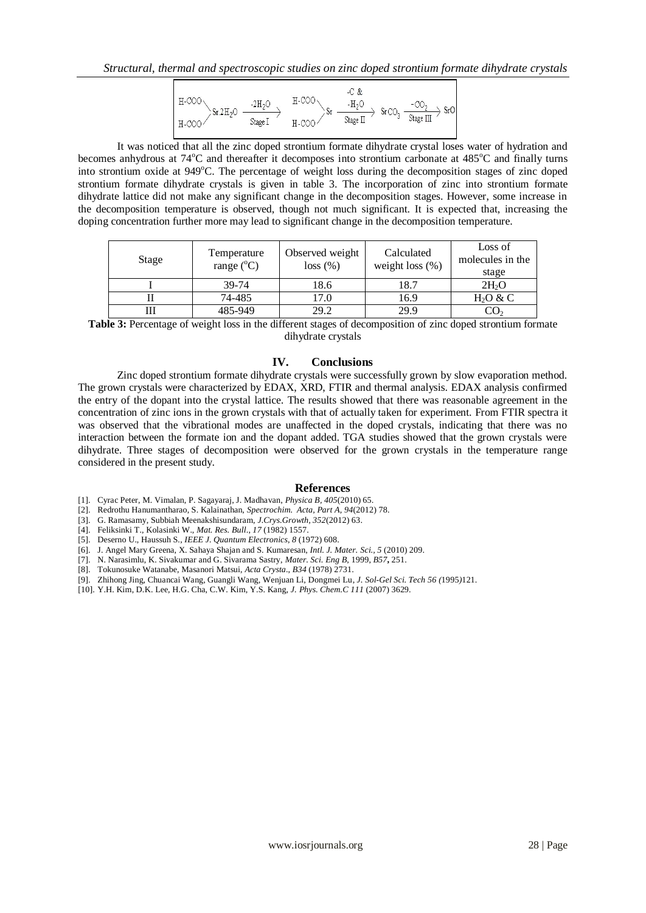$$\begin{matrix} H\text{-}COO \\ H\text{-}COO \end{matrix} \Big\rangle Sr.2H_2O \xrightarrow[\text{Stage I}]{-2H_2O} \begin{matrix} H\text{-}COO \\ H\text{-}COO \end{matrix} \Big\rangle Sr \xrightarrow[\text{Stage II}]{-C \ \& \ -H_2O} SrCO_3 \xrightarrow[\text{Stage III}]{-CO_2} SrO$$

It was noticed that all the zinc doped strontium formate dihydrate crystal loses water of hydration and becomes anhydrous at 74°C and thereafter it decomposes into strontium carbonate at 485°C and finally turns into strontium oxide at 949°C. The percentage of weight loss during the decomposition stages of zinc doped strontium formate dihydrate crystals is given in table 3. The incorporation of zinc into strontium formate dihydrate lattice did not make any significant change in the decomposition stages. However, some increase in the decomposition temperature is observed, though not much significant. It is expected that, increasing the doping concentration further more may lead to significant change in the decomposition temperature.

| Stage | Temperature range (°C) | Observed weight loss (%) | Calculated weight loss (%) | Loss of molecules in the stage |
|---|---|---|---|---|
| I | 39-74 | 18.6 | 18.7 | $2H_2O$ |
| II | 74-485 | 17.0 | 16.9 | $H_2O$ & C |
| III | 485-949 | 29.2 | 29.9 | $CO_2$ |

**Table 3:** Percentage of weight loss in the different stages of decomposition of zinc doped strontium formate dihydrate crystals

## IV. Conclusions

Zinc doped strontium formate dihydrate crystals were successfully grown by slow evaporation method. The grown crystals were characterized by EDAX, XRD, FTIR and thermal analysis. EDAX analysis confirmed the entry of the dopant into the crystal lattice. The results showed that there was reasonable agreement in the concentration of zinc ions in the grown crystals with that of actually taken for experiment. From FTIR spectra it was observed that the vibrational modes are unaffected in the doped crystals, indicating that there was no interaction between the formate ion and the dopant added. TGA studies showed that the grown crystals were dihydrate. Three stages of decomposition were observed for the grown crystals in the temperature range considered in the present study.

## References

[1]. Cyrac Peter, M. Vimalan, P. Sagayaraj, J. Madhavan, *Physica B, 405*(2010) 65.
[2]. Redrothu Hanumantharao, S. Kalainathan, *Spectrochim. Acta, Part A, 94*(2012) 78.
[3]. G. Ramasamy, Subbiah Meenakshisundaram, *J.Crys.Growth, 352*(2012) 63.
[4]. Feliksinki T., Kolasinki W., *Mat. Res. Bull., 17* (1982) 1557.
[5]. Deserno U., Haussuh S., *IEEE J. Quantum Electronics, 8* (1972) 608.
[6]. J. Angel Mary Greena, X. Sahaya Shajan and S. Kumaresan, *Intl. J. Mater. Sci., 5* (2010) 209.
[7]. N. Narasimlu, K. Sivakumar and G. Sivarama Sastry, *Mater. Sci. Eng B*, 1999, *B57*, 251.
[8]. Tokunosuke Watanabe, Masanori Matsui, *Acta Crysta., B34* (1978) 2731.
[9]. Zhihong Jing, Chuancai Wang, Guangli Wang, Wenjuan Li, Dongmei Lu, *J. Sol-Gel Sci. Tech 56 (*1995*)*121.
[10]. Y.H. Kim, D.K. Lee, H.G. Cha, C.W. Kim, Y.S. Kang, *J. Phys. Chem.C 111* (2007) 3629.